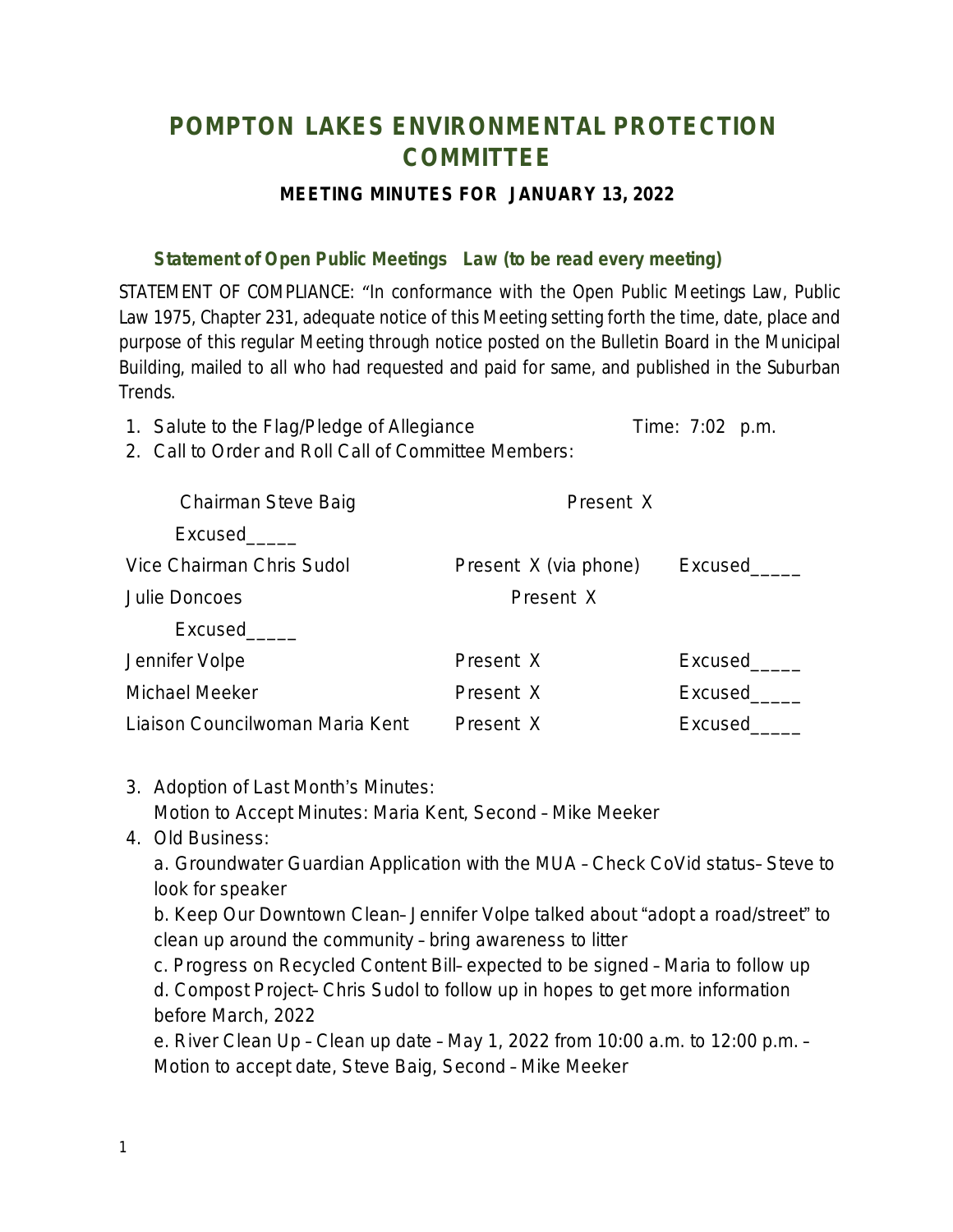# POMPTON LAKES ENVIRONMENTAL PROTECTION COMMITTEE

### MEETING MINUTES FOR JANUARY 13, 2022

### Statement of Open Public Meetings Law (to be read every meeting)

STATEMENT OF COMPLIANCE: "In conformance with the Open Public Meetings Law, Public Law 1975, Chapter 231, adequate notice of this Meeting setting forth the time, date, place and purpose of this regular Meeting through notice posted on the Bulletin Board in the Municipal Building, mailed to all who had requested and paid for same, and published in the Suburban Trends.

1. Salute to the Flag/Pledge of Allegiance    Time: 7:02 p.m.
2. Call to Order and Roll Call of Committee Members:

| | | |
|---|---|---|
| Chairman Steve Baig | Present X | Excused_____ |
| Vice Chairman Chris Sudol | Present X (via phone) | Excused_____ |
| Julie Doncoes | Present X | Excused_____ |
| Jennifer Volpe | Present X | Excused_____ |
| Michael Meeker | Present X | Excused_____ |
| Liaison Councilwoman Maria Kent | Present X | Excused_____ |

3. Adoption of Last Month's Minutes:
   Motion to Accept Minutes: Maria Kent, Second – Mike Meeker
4. Old Business:
   a. Groundwater Guardian Application with the MUA – Check CoVid status– Steve to look for speaker
   b. Keep Our Downtown Clean– Jennifer Volpe talked about "adopt a road/street" to clean up around the community – bring awareness to litter
   c. Progress on Recycled Content Bill– expected to be signed – Maria to follow up
   d. Compost Project- Chris Sudol to follow up in hopes to get more information before March, 2022
   e. River Clean Up – Clean up date – May 1, 2022 from 10:00 a.m. to 12:00 p.m. – Motion to accept date, Steve Baig, Second – Mike Meeker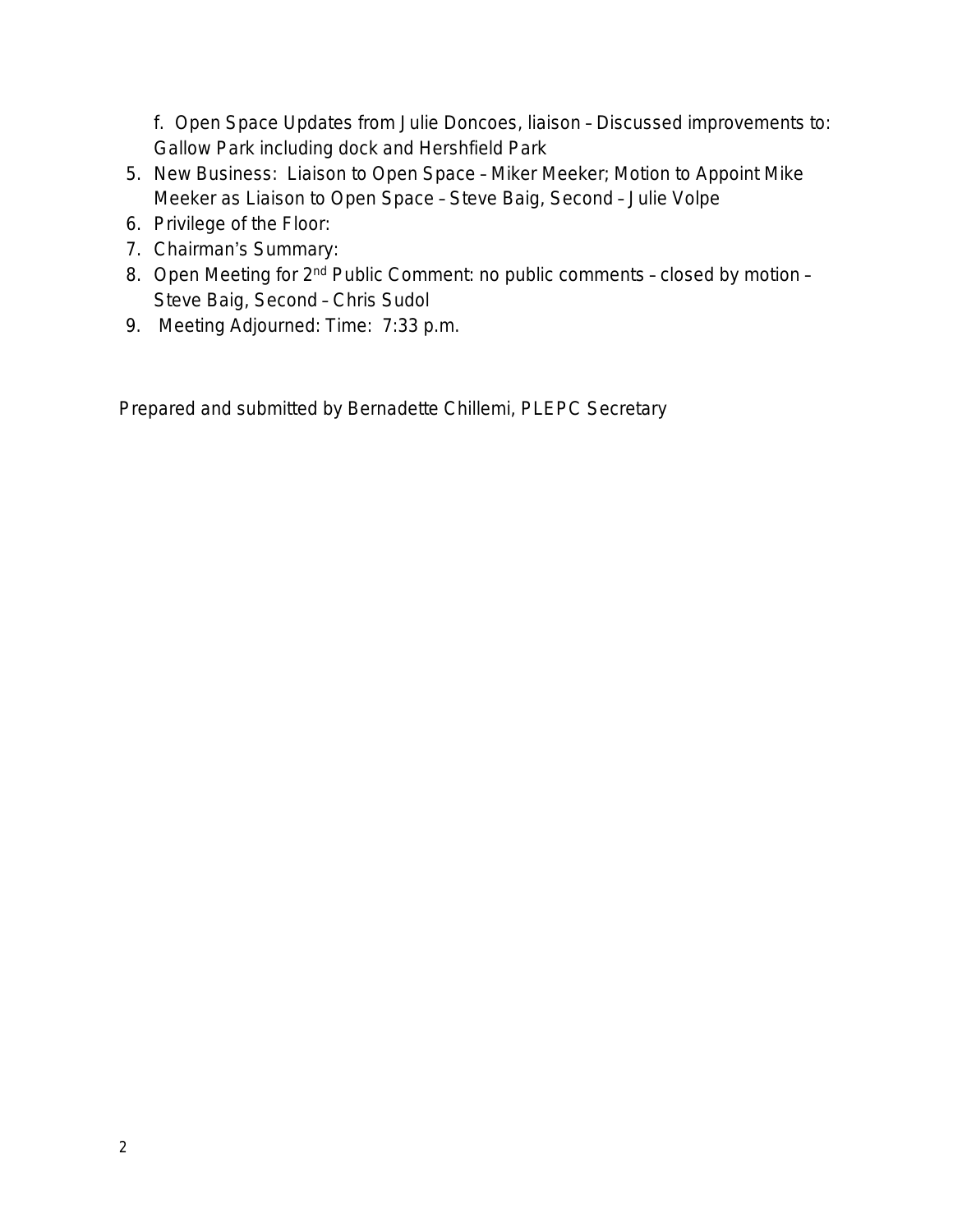f. Open Space Updates from Julie Doncoes, liaison – Discussed improvements to: Gallow Park including dock and Hershfield Park

5. New Business: Liaison to Open Space – Miker Meeker; Motion to Appoint Mike Meeker as Liaison to Open Space – Steve Baig, Second – Julie Volpe
6. Privilege of the Floor:
7. Chairman's Summary:
8. Open Meeting for 2nd Public Comment: no public comments – closed by motion – Steve Baig, Second – Chris Sudol
9. Meeting Adjourned: Time: 7:33 p.m.

Prepared and submitted by Bernadette Chillemi, PLEPC Secretary